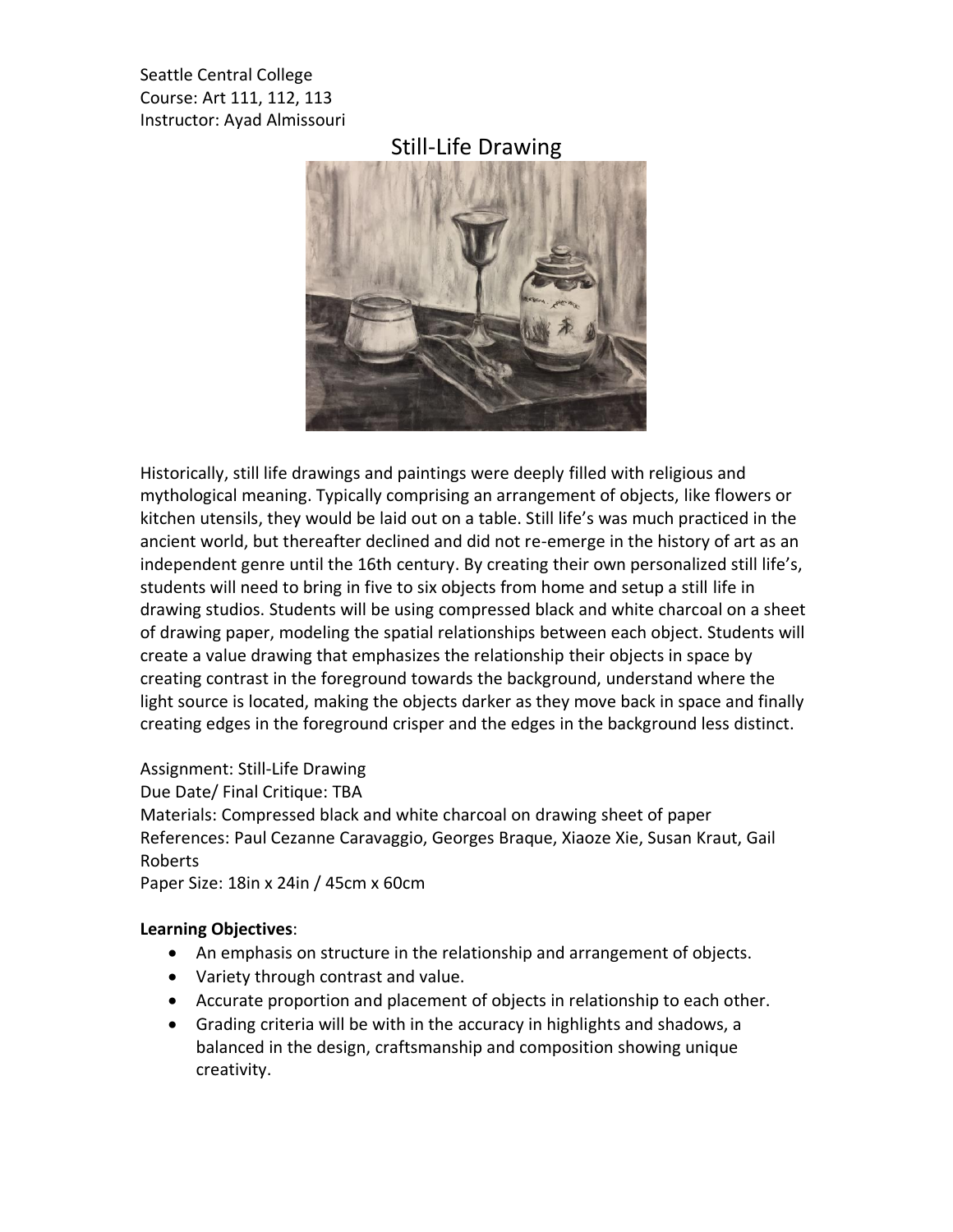Seattle Central College
Course: Art 111, 112, 113
Instructor: Ayad Almissouri

# Still-Life Drawing

Historically, still life drawings and paintings were deeply filled with religious and mythological meaning. Typically comprising an arrangement of objects, like flowers or kitchen utensils, they would be laid out on a table. Still life's was much practiced in the ancient world, but thereafter declined and did not re-emerge in the history of art as an independent genre until the 16th century. By creating their own personalized still life's, students will need to bring in five to six objects from home and setup a still life in drawing studios. Students will be using compressed black and white charcoal on a sheet of drawing paper, modeling the spatial relationships between each object. Students will create a value drawing that emphasizes the relationship their objects in space by creating contrast in the foreground towards the background, understand where the light source is located, making the objects darker as they move back in space and finally creating edges in the foreground crisper and the edges in the background less distinct.

Assignment: Still-Life Drawing
Due Date/ Final Critique: TBA
Materials: Compressed black and white charcoal on drawing sheet of paper
References: Paul Cezanne Caravaggio, Georges Braque, Xiaoze Xie, Susan Kraut, Gail Roberts
Paper Size: 18in x 24in / 45cm x 60cm

**Learning Objectives**:

- An emphasis on structure in the relationship and arrangement of objects.
- Variety through contrast and value.
- Accurate proportion and placement of objects in relationship to each other.
- Grading criteria will be with in the accuracy in highlights and shadows, a balanced in the design, craftsmanship and composition showing unique creativity.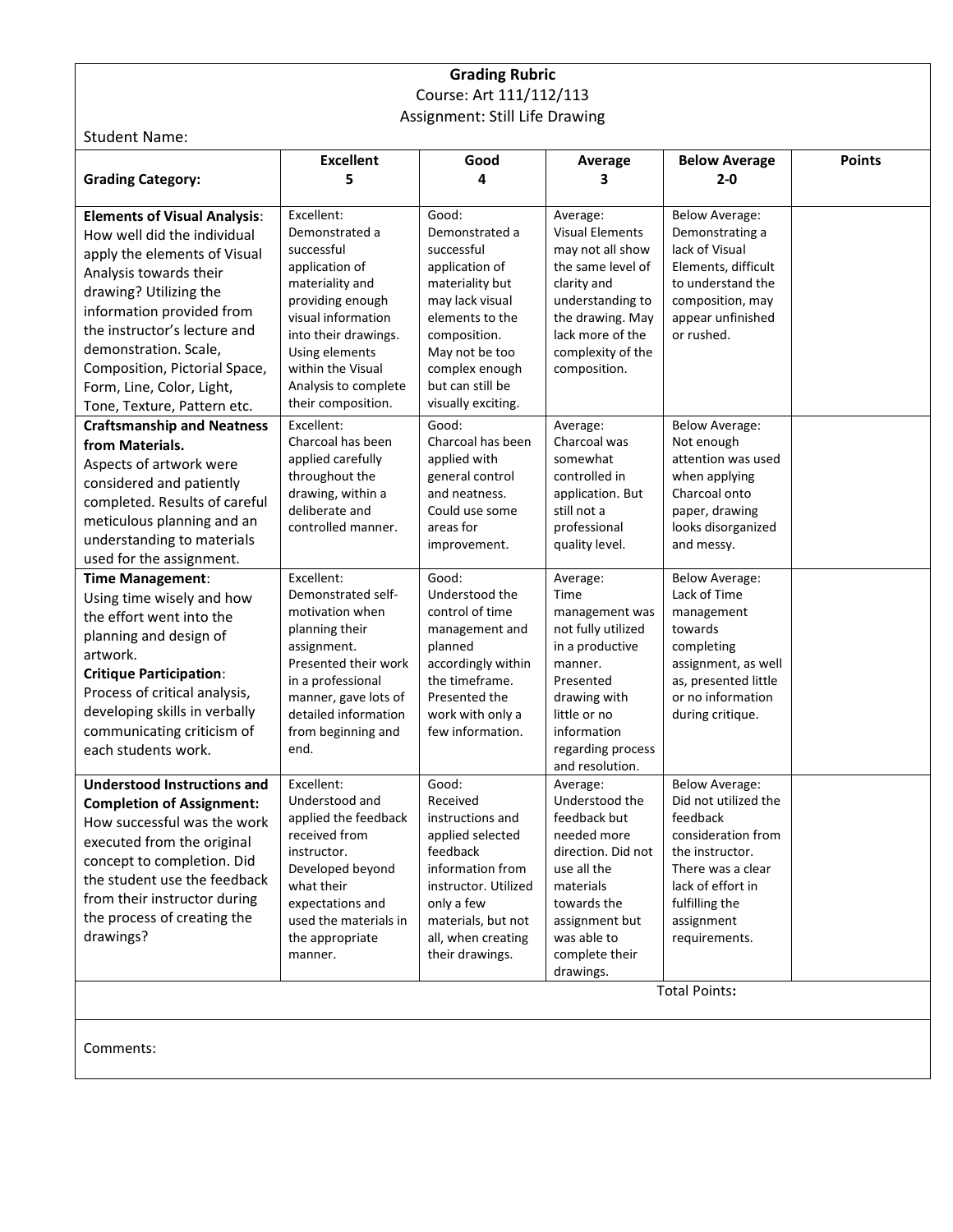**Grading Rubric**

Course: Art 111/112/113

Assignment: Still Life Drawing

Student Name:

| Grading Category: | Excellent 5 | Good 4 | Average 3 | Below Average 2-0 | Points |
|---|---|---|---|---|---|
| **Elements of Visual Analysis**: How well did the individual apply the elements of Visual Analysis towards their drawing? Utilizing the information provided from the instructor's lecture and demonstration. Scale, Composition, Pictorial Space, Form, Line, Color, Light, Tone, Texture, Pattern etc. | Excellent: Demonstrated a successful application of materiality and providing enough visual information into their drawings. Using elements within the Visual Analysis to complete their composition. | Good: Demonstrated a successful application of materiality but may lack visual elements to the composition. May not be too complex enough but can still be visually exciting. | Average: Visual Elements may not all show the same level of clarity and understanding to the drawing. May lack more of the complexity of the composition. | Below Average: Demonstrating a lack of Visual Elements, difficult to understand the composition, may appear unfinished or rushed. | |
| **Craftsmanship and Neatness from Materials.** Aspects of artwork were considered and patiently completed. Results of careful meticulous planning and an understanding to materials used for the assignment. | Excellent: Charcoal has been applied carefully throughout the drawing, within a deliberate and controlled manner. | Good: Charcoal has been applied with general control and neatness. Could use some areas for improvement. | Average: Charcoal was somewhat controlled in application. But still not a professional quality level. | Below Average: Not enough attention was used when applying Charcoal onto paper, drawing looks disorganized and messy. | |
| **Time Management**: Using time wisely and how the effort went into the planning and design of artwork. **Critique Participation**: Process of critical analysis, developing skills in verbally communicating criticism of each students work. | Excellent: Demonstrated self-motivation when planning their assignment. Presented their work in a professional manner, gave lots of detailed information from beginning and end. | Good: Understood the control of time management and planned accordingly within the timeframe. Presented the work with only a few information. | Average: Time management was not fully utilized in a productive manner. Presented drawing with little or no information regarding process and resolution. | Below Average: Lack of Time management towards completing assignment, as well as, presented little or no information during critique. | |
| **Understood Instructions and Completion of Assignment:** How successful was the work executed from the original concept to completion. Did the student use the feedback from their instructor during the process of creating the drawings? | Excellent: Understood and applied the feedback received from instructor. Developed beyond what their expectations and used the materials in the appropriate manner. | Good: Received instructions and applied selected feedback information from instructor. Utilized only a few materials, but not all, when creating their drawings. | Average: Understood the feedback but needed more direction. Did not use all the materials towards the assignment but was able to complete their drawings. | Below Average: Did not utilized the feedback consideration from the instructor. There was a clear lack of effort in fulfilling the assignment requirements. | |
| | | | | Total Points**:** | |

Comments: